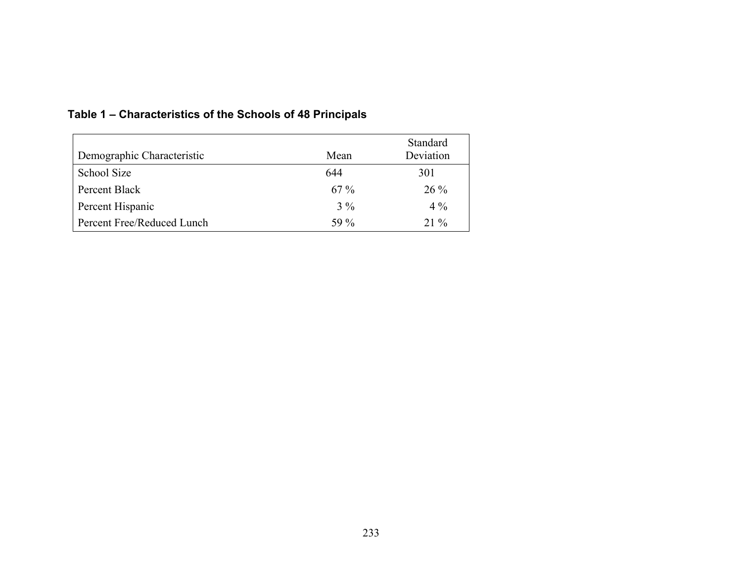**Table 1 – Characteristics of the Schools of 48 Principals**

| Demographic Characteristic | Mean | Standard Deviation |
|---|---|---|
| School Size | 644 | 301 |
| Percent Black | 67 % | 26 % |
| Percent Hispanic | 3 % | 4 % |
| Percent Free/Reduced Lunch | 59 % | 21 % |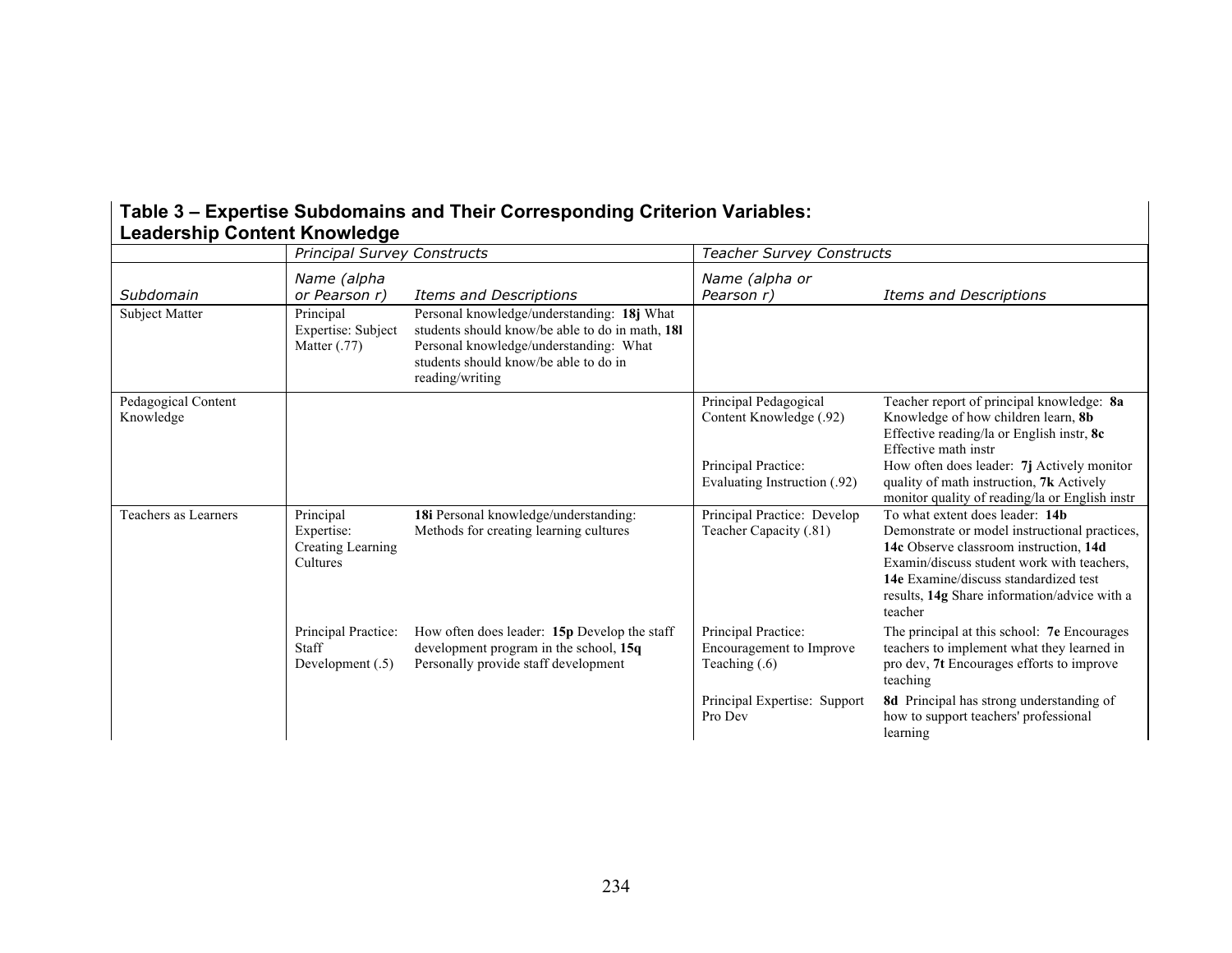## Table 3 – Expertise Subdomains and Their Corresponding Criterion Variables: Leadership Content Knowledge

| | *Principal Survey Constructs* | | *Teacher Survey Constructs* | |
|---|---|---|---|---|
| *Subdomain* | *Name (alpha or Pearson r)* | *Items and Descriptions* | *Name (alpha or Pearson r)* | *Items and Descriptions* |
| Subject Matter | Principal Expertise: Subject Matter (.77) | Personal knowledge/understanding: **18j** What students should know/be able to do in math, **18l** Personal knowledge/understanding: What students should know/be able to do in reading/writing | | |
| Pedagogical Content Knowledge | | | Principal Pedagogical Content Knowledge (.92) | Teacher report of principal knowledge: **8a** Knowledge of how children learn, **8b** Effective reading/la or English instr, **8c** Effective math instr |
| | | | Principal Practice: Evaluating Instruction (.92) | How often does leader: **7j** Actively monitor quality of math instruction, **7k** Actively monitor quality of reading/la or English instr |
| Teachers as Learners | Principal Expertise: Creating Learning Cultures | **18i** Personal knowledge/understanding: Methods for creating learning cultures | Principal Practice: Develop Teacher Capacity (.81) | To what extent does leader: **14b** Demonstrate or model instructional practices, **14c** Observe classroom instruction, **14d** Examin/discuss student work with teachers, **14e** Examine/discuss standardized test results, **14g** Share information/advice with a teacher |
| | Principal Practice: Staff Development (.5) | How often does leader: **15p** Develop the staff development program in the school, **15q** Personally provide staff development | Principal Practice: Encouragement to Improve Teaching (.6) | The principal at this school: **7e** Encourages teachers to implement what they learned in pro dev, **7t** Encourages efforts to improve teaching |
| | | | Principal Expertise: Support Pro Dev | **8d** Principal has strong understanding of how to support teachers' professional learning |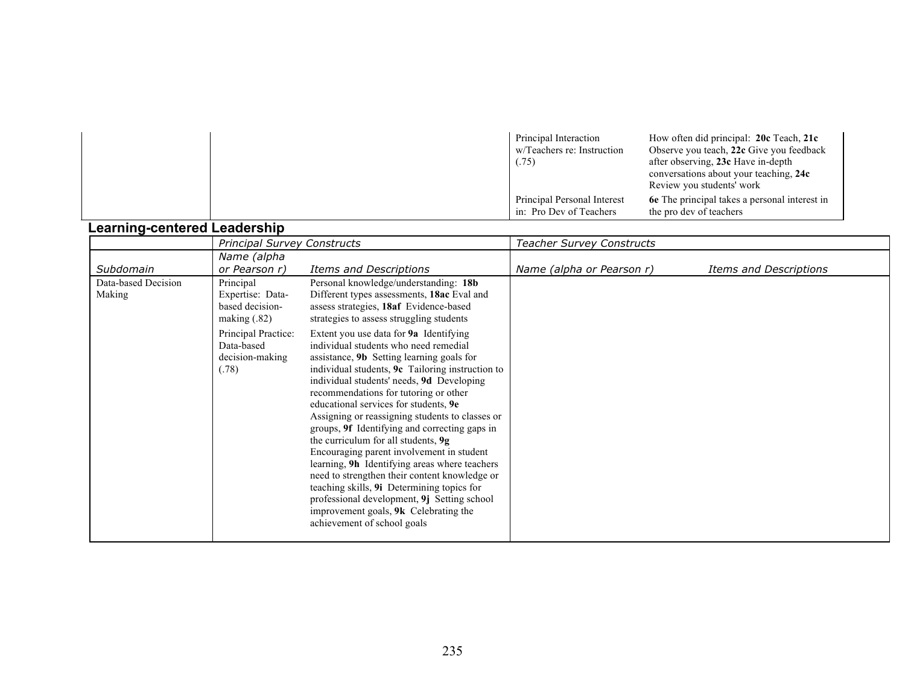| | | | Principal Interaction w/Teachers re: Instruction (.75) | How often did principal: **20c** Teach, **21c** Observe you teach, **22c** Give you feedback after observing, **23c** Have in-depth conversations about your teaching, **24c** Review you students' work |
|---|---|---|---|---|
| | | | Principal Personal Interest in: Pro Dev of Teachers | **6e** The principal takes a personal interest in the pro dev of teachers |

## Learning-centered Leadership

| | *Principal Survey Constructs* | | *Teacher Survey Constructs* | |
|---|---|---|---|---|
| *Subdomain* | *Name (alpha or Pearson r)* | *Items and Descriptions* | *Name (alpha or Pearson r)* | *Items and Descriptions* |
| Data-based Decision Making | Principal Expertise: Data-based decision-making (.82) | Personal knowledge/understanding: **18b** Different types assessments, **18ac** Eval and assess strategies, **18af** Evidence-based strategies to assess struggling students | | |
| | Principal Practice: Data-based decision-making (.78) | Extent you use data for **9a** Identifying individual students who need remedial assistance, **9b** Setting learning goals for individual students, **9c** Tailoring instruction to individual students' needs, **9d** Developing recommendations for tutoring or other educational services for students, **9e** Assigning or reassigning students to classes or groups, **9f** Identifying and correcting gaps in the curriculum for all students, **9g** Encouraging parent involvement in student learning, **9h** Identifying areas where teachers need to strengthen their content knowledge or teaching skills, **9i** Determining topics for professional development, **9j** Setting school improvement goals, **9k** Celebrating the achievement of school goals | | |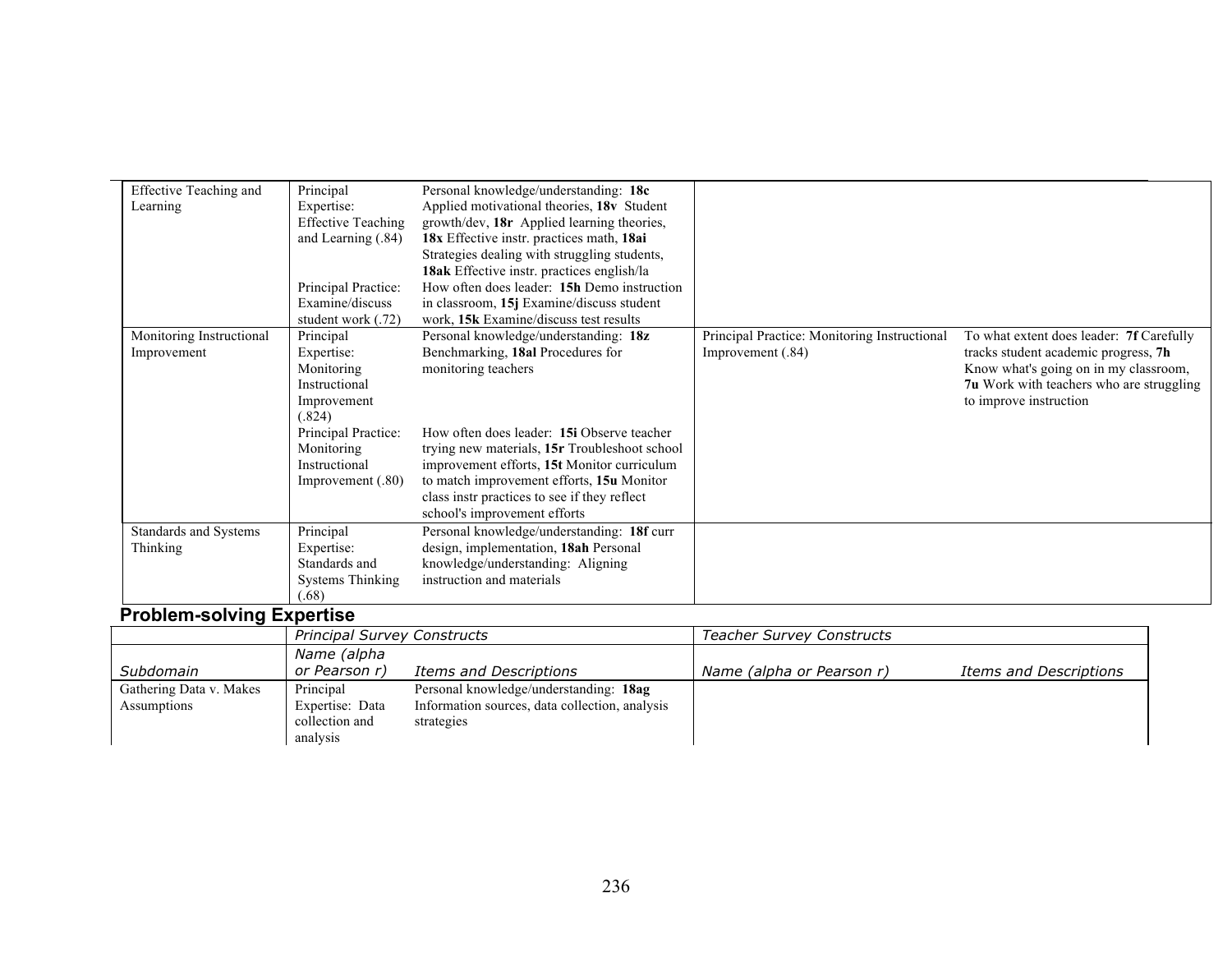| Subdomain | Principal Survey Constructs: Name (alpha or Pearson r) | Principal Survey Constructs: Items and Descriptions | Teacher Survey Constructs: Name (alpha or Pearson r) | Teacher Survey Constructs: Items and Descriptions |
|---|---|---|---|---|
| Effective Teaching and Learning | Principal Expertise: Effective Teaching and Learning (.84) | Personal knowledge/understanding: **18c** Applied motivational theories, **18v** Student growth/dev, **18r** Applied learning theories, **18x** Effective instr. practices math, **18ai** Strategies dealing with struggling students, **18ak** Effective instr. practices english/la | | |
| | Principal Practice: Examine/discuss student work (.72) | How often does leader: **15h** Demo instruction in classroom, **15j** Examine/discuss student work, **15k** Examine/discuss test results | | |
| Monitoring Instructional Improvement | Principal Expertise: Monitoring Instructional Improvement (.824) | Personal knowledge/understanding: **18z** Benchmarking, **18al** Procedures for monitoring teachers | Principal Practice: Monitoring Instructional Improvement (.84) | To what extent does leader: **7f** Carefully tracks student academic progress, **7h** Know what's going on in my classroom, **7u** Work with teachers who are struggling to improve instruction |
| | Principal Practice: Monitoring Instructional Improvement (.80) | How often does leader: **15i** Observe teacher trying new materials, **15r** Troubleshoot school improvement efforts, **15t** Monitor curriculum to match improvement efforts, **15u** Monitor class instr practices to see if they reflect school's improvement efforts | | |
| Standards and Systems Thinking | Principal Expertise: Standards and Systems Thinking (.68) | Personal knowledge/understanding: **18f** curr design, implementation, **18ah** Personal knowledge/understanding: Aligning instruction and materials | | |

## Problem-solving Expertise

| | *Principal Survey Constructs* | | *Teacher Survey Constructs* | |
|---|---|---|---|---|
| *Subdomain* | *Name (alpha or Pearson r)* | *Items and Descriptions* | *Name (alpha or Pearson r)* | *Items and Descriptions* |
| Gathering Data v. Makes Assumptions | Principal Expertise: Data collection and analysis | Personal knowledge/understanding: **18ag** Information sources, data collection, analysis strategies | | |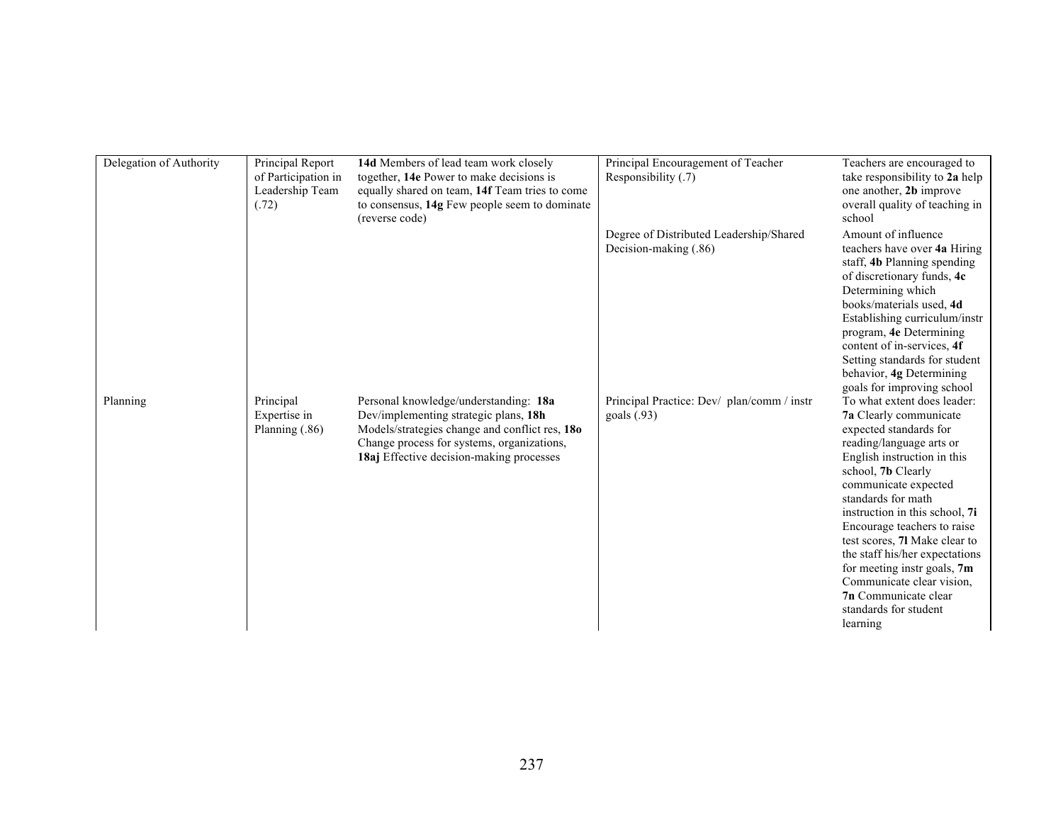| | | | | |
|---|---|---|---|---|
| Delegation of Authority | Principal Report of Participation in Leadership Team (.72) | **14d** Members of lead team work closely together, **14e** Power to make decisions is equally shared on team, **14f** Team tries to come to consensus, **14g** Few people seem to dominate (reverse code) | Principal Encouragement of Teacher Responsibility (.7) | Teachers are encouraged to take responsibility to **2a** help one another, **2b** improve overall quality of teaching in school |
| | | | Degree of Distributed Leadership/Shared Decision-making (.86) | Amount of influence teachers have over **4a** Hiring staff, **4b** Planning spending of discretionary funds, **4c** Determining which books/materials used, **4d** Establishing curriculum/instr program, **4e** Determining content of in-services, **4f** Setting standards for student behavior, **4g** Determining goals for improving school |
| Planning | Principal Expertise in Planning (.86) | Personal knowledge/understanding: **18a** Dev/implementing strategic plans, **18h** Models/strategies change and conflict res, **18o** Change process for systems, organizations, **18aj** Effective decision-making processes | Principal Practice: Dev/ plan/comm / instr goals (.93) | To what extent does leader: **7a** Clearly communicate expected standards for reading/language arts or English instruction in this school, **7b** Clearly communicate expected standards for math instruction in this school, **7i** Encourage teachers to raise test scores, **7l** Make clear to the staff his/her expectations for meeting instr goals, **7m** Communicate clear vision, **7n** Communicate clear standards for student learning |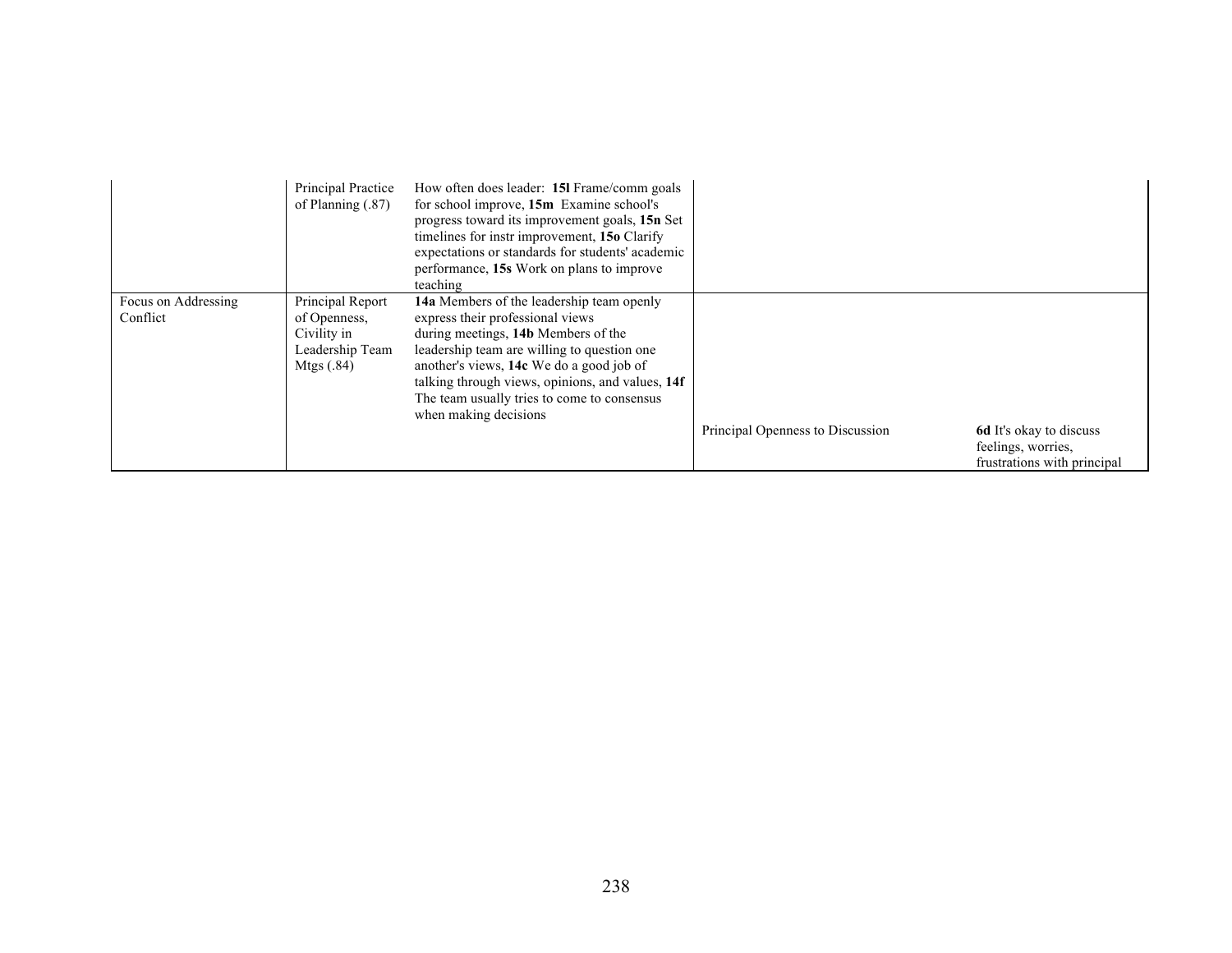| | | | | |
|---|---|---|---|---|
| | Principal Practice of Planning (.87) | How often does leader: **15l** Frame/comm goals for school improve, **15m** Examine school's progress toward its improvement goals, **15n** Set timelines for instr improvement, **15o** Clarify expectations or standards for students' academic performance, **15s** Work on plans to improve teaching | | |
| Focus on Addressing Conflict | Principal Report of Openness, Civility in Leadership Team Mtgs (.84) | **14a** Members of the leadership team openly express their professional views during meetings, **14b** Members of the leadership team are willing to question one another's views, **14c** We do a good job of talking through views, opinions, and values, **14f** The team usually tries to come to consensus when making decisions | Principal Openness to Discussion | **6d** It's okay to discuss feelings, worries, frustrations with principal |